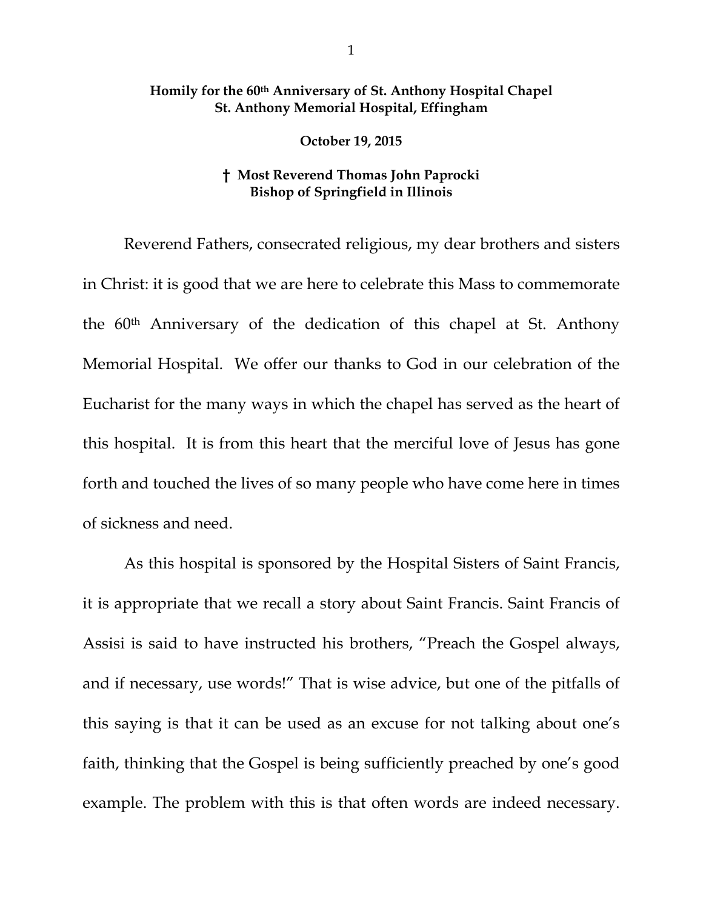**Homily for the 60th Anniversary of St. Anthony Hospital Chapel**
**St. Anthony Memorial Hospital, Effingham**

**October 19, 2015**

**† Most Reverend Thomas John Paprocki**
**Bishop of Springfield in Illinois**

Reverend Fathers, consecrated religious, my dear brothers and sisters in Christ: it is good that we are here to celebrate this Mass to commemorate the 60th Anniversary of the dedication of this chapel at St. Anthony Memorial Hospital. We offer our thanks to God in our celebration of the Eucharist for the many ways in which the chapel has served as the heart of this hospital. It is from this heart that the merciful love of Jesus has gone forth and touched the lives of so many people who have come here in times of sickness and need.

As this hospital is sponsored by the Hospital Sisters of Saint Francis, it is appropriate that we recall a story about Saint Francis. Saint Francis of Assisi is said to have instructed his brothers, "Preach the Gospel always, and if necessary, use words!" That is wise advice, but one of the pitfalls of this saying is that it can be used as an excuse for not talking about one's faith, thinking that the Gospel is being sufficiently preached by one's good example. The problem with this is that often words are indeed necessary.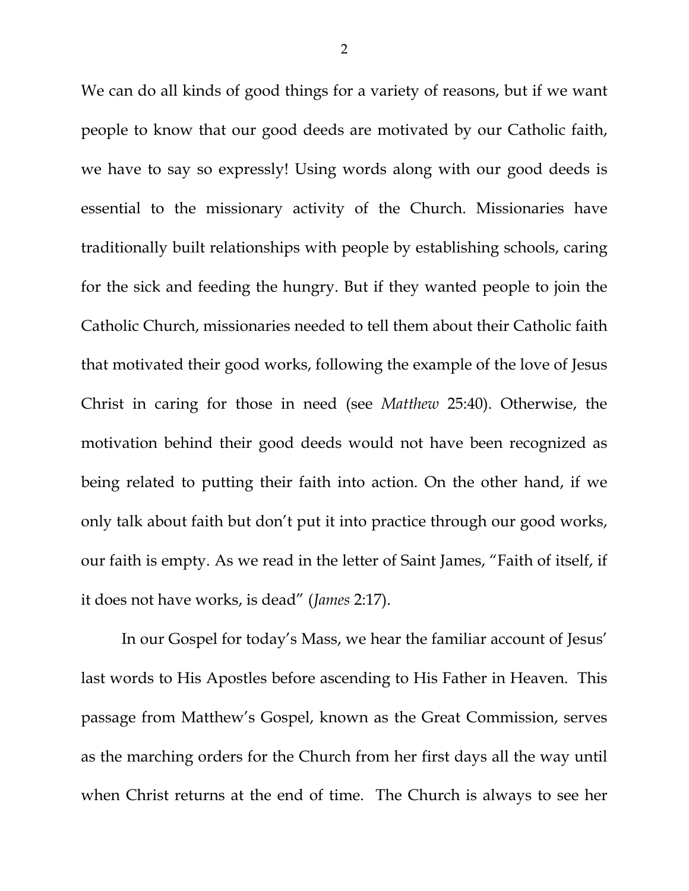We can do all kinds of good things for a variety of reasons, but if we want people to know that our good deeds are motivated by our Catholic faith, we have to say so expressly! Using words along with our good deeds is essential to the missionary activity of the Church. Missionaries have traditionally built relationships with people by establishing schools, caring for the sick and feeding the hungry. But if they wanted people to join the Catholic Church, missionaries needed to tell them about their Catholic faith that motivated their good works, following the example of the love of Jesus Christ in caring for those in need (see *Matthew* 25:40). Otherwise, the motivation behind their good deeds would not have been recognized as being related to putting their faith into action. On the other hand, if we only talk about faith but don't put it into practice through our good works, our faith is empty. As we read in the letter of Saint James, "Faith of itself, if it does not have works, is dead" (*James* 2:17).

In our Gospel for today's Mass, we hear the familiar account of Jesus' last words to His Apostles before ascending to His Father in Heaven. This passage from Matthew's Gospel, known as the Great Commission, serves as the marching orders for the Church from her first days all the way until when Christ returns at the end of time. The Church is always to see her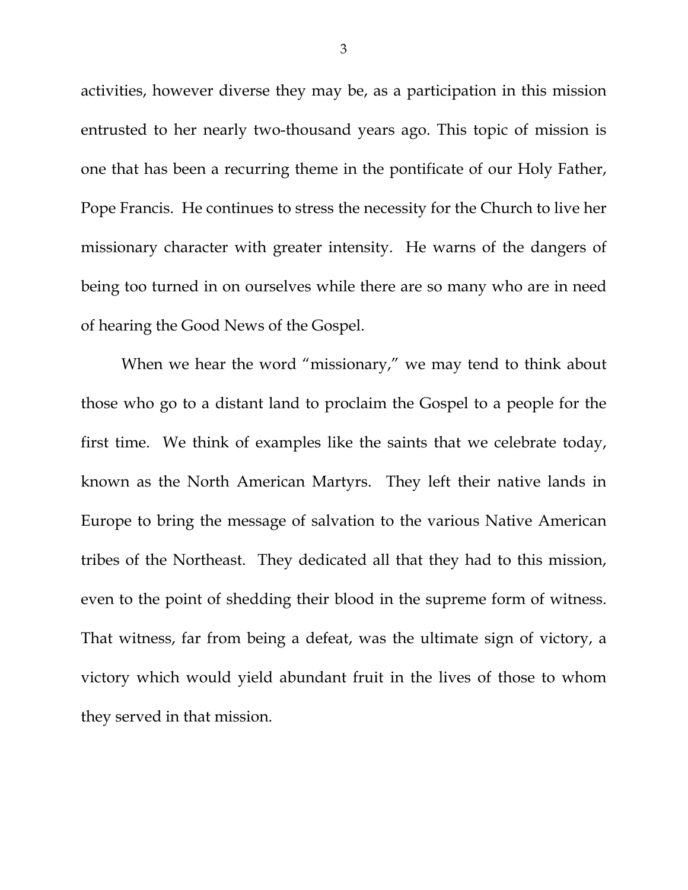activities, however diverse they may be, as a participation in this mission entrusted to her nearly two-thousand years ago. This topic of mission is one that has been a recurring theme in the pontificate of our Holy Father, Pope Francis. He continues to stress the necessity for the Church to live her missionary character with greater intensity. He warns of the dangers of being too turned in on ourselves while there are so many who are in need of hearing the Good News of the Gospel.

When we hear the word "missionary," we may tend to think about those who go to a distant land to proclaim the Gospel to a people for the first time. We think of examples like the saints that we celebrate today, known as the North American Martyrs. They left their native lands in Europe to bring the message of salvation to the various Native American tribes of the Northeast. They dedicated all that they had to this mission, even to the point of shedding their blood in the supreme form of witness. That witness, far from being a defeat, was the ultimate sign of victory, a victory which would yield abundant fruit in the lives of those to whom they served in that mission.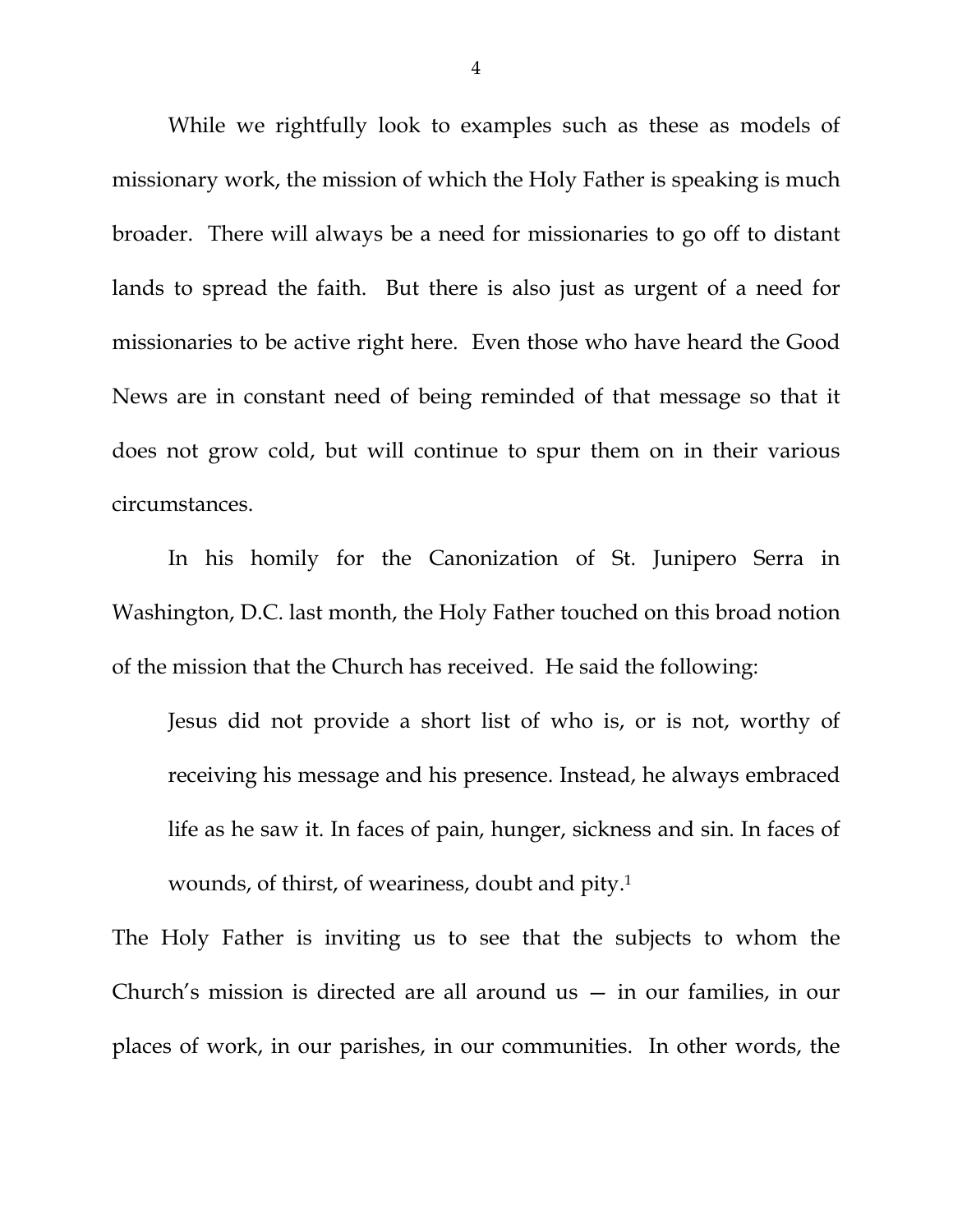While we rightfully look to examples such as these as models of missionary work, the mission of which the Holy Father is speaking is much broader. There will always be a need for missionaries to go off to distant lands to spread the faith. But there is also just as urgent of a need for missionaries to be active right here. Even those who have heard the Good News are in constant need of being reminded of that message so that it does not grow cold, but will continue to spur them on in their various circumstances.

In his homily for the Canonization of St. Junipero Serra in Washington, D.C. last month, the Holy Father touched on this broad notion of the mission that the Church has received. He said the following:

> Jesus did not provide a short list of who is, or is not, worthy of receiving his message and his presence. Instead, he always embraced life as he saw it. In faces of pain, hunger, sickness and sin. In faces of wounds, of thirst, of weariness, doubt and pity.[1]

The Holy Father is inviting us to see that the subjects to whom the Church's mission is directed are all around us — in our families, in our places of work, in our parishes, in our communities. In other words, the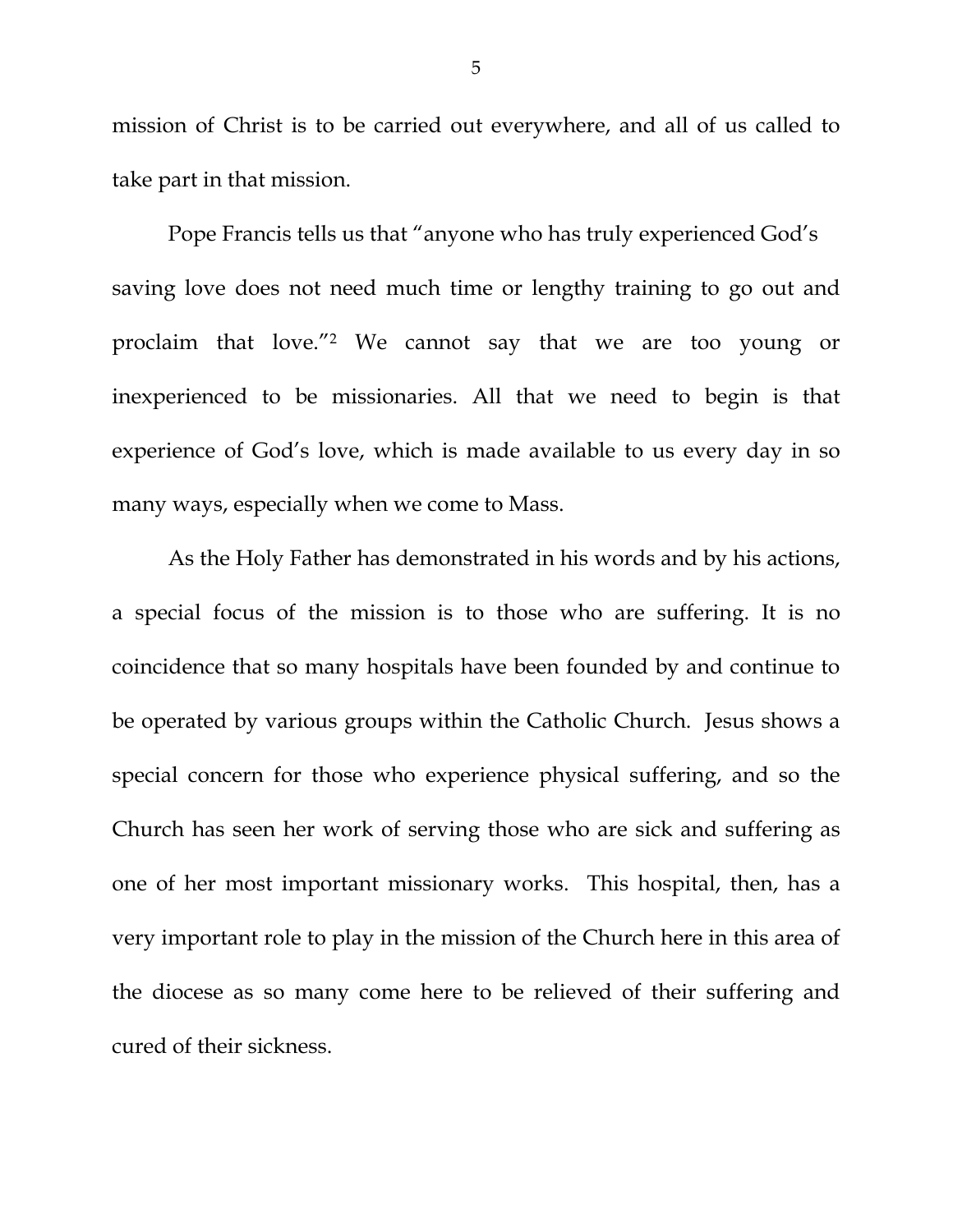mission of Christ is to be carried out everywhere, and all of us called to take part in that mission.

Pope Francis tells us that "anyone who has truly experienced God's saving love does not need much time or lengthy training to go out and proclaim that love."[2] We cannot say that we are too young or inexperienced to be missionaries. All that we need to begin is that experience of God's love, which is made available to us every day in so many ways, especially when we come to Mass.

As the Holy Father has demonstrated in his words and by his actions, a special focus of the mission is to those who are suffering. It is no coincidence that so many hospitals have been founded by and continue to be operated by various groups within the Catholic Church. Jesus shows a special concern for those who experience physical suffering, and so the Church has seen her work of serving those who are sick and suffering as one of her most important missionary works. This hospital, then, has a very important role to play in the mission of the Church here in this area of the diocese as so many come here to be relieved of their suffering and cured of their sickness.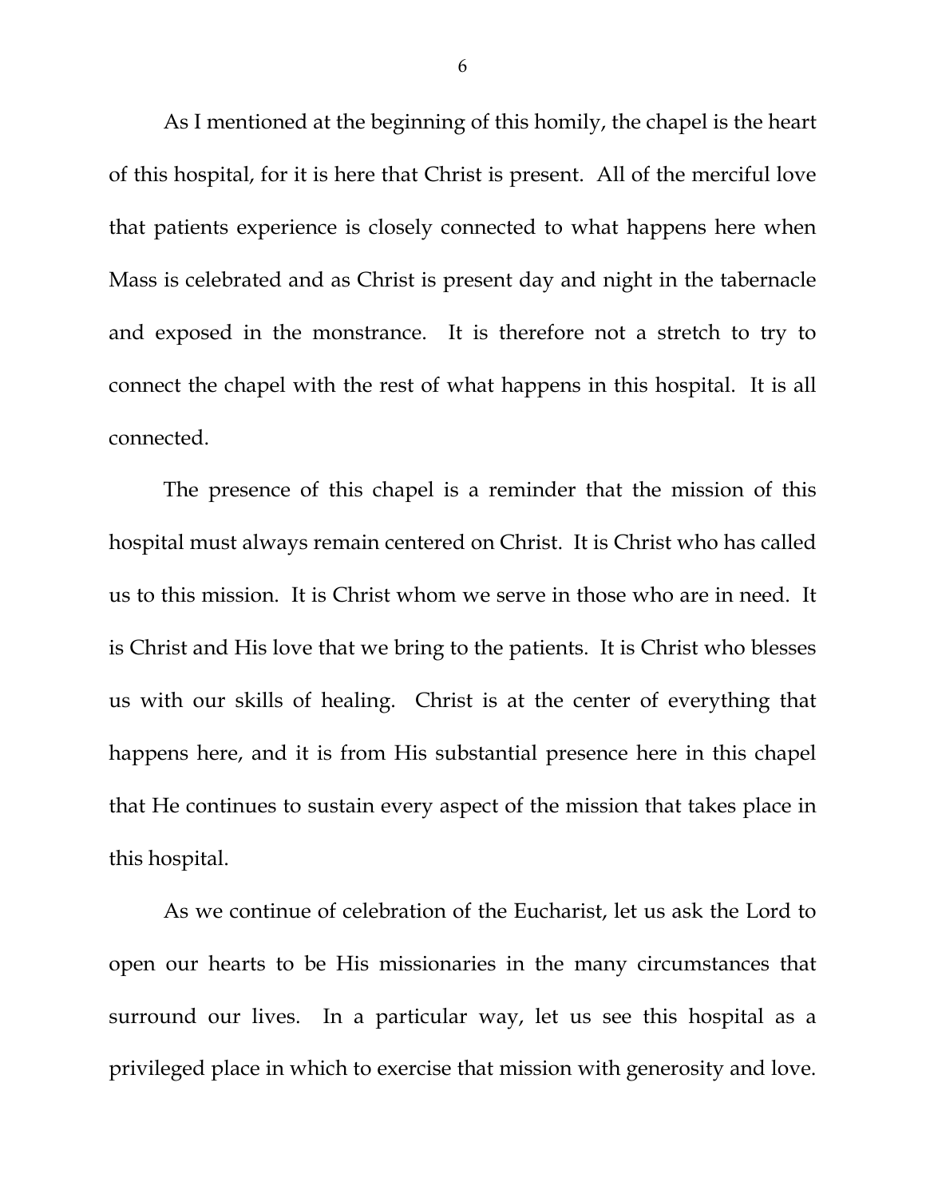As I mentioned at the beginning of this homily, the chapel is the heart of this hospital, for it is here that Christ is present. All of the merciful love that patients experience is closely connected to what happens here when Mass is celebrated and as Christ is present day and night in the tabernacle and exposed in the monstrance. It is therefore not a stretch to try to connect the chapel with the rest of what happens in this hospital. It is all connected.

The presence of this chapel is a reminder that the mission of this hospital must always remain centered on Christ. It is Christ who has called us to this mission. It is Christ whom we serve in those who are in need. It is Christ and His love that we bring to the patients. It is Christ who blesses us with our skills of healing. Christ is at the center of everything that happens here, and it is from His substantial presence here in this chapel that He continues to sustain every aspect of the mission that takes place in this hospital.

As we continue of celebration of the Eucharist, let us ask the Lord to open our hearts to be His missionaries in the many circumstances that surround our lives. In a particular way, let us see this hospital as a privileged place in which to exercise that mission with generosity and love.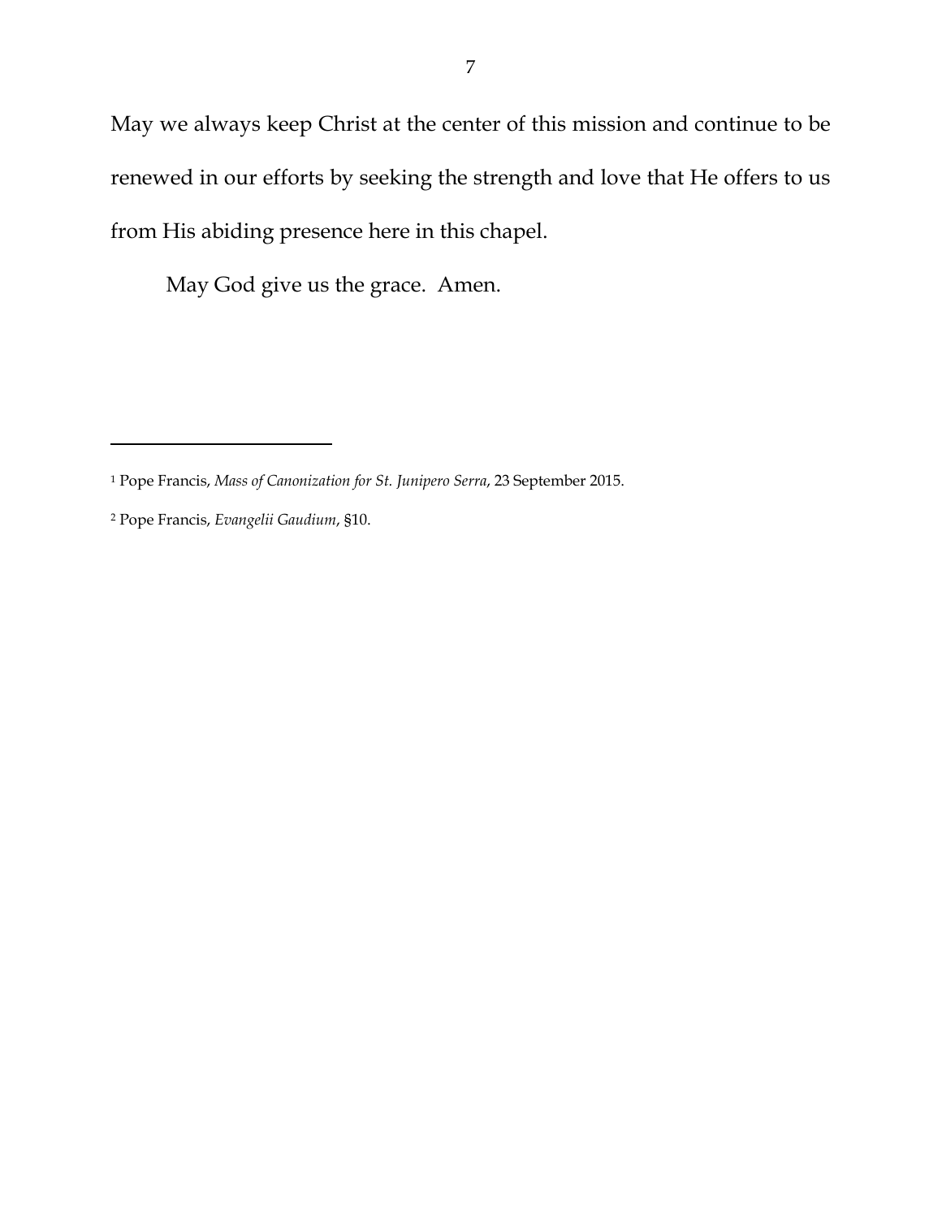May we always keep Christ at the center of this mission and continue to be renewed in our efforts by seeking the strength and love that He offers to us from His abiding presence here in this chapel.

May God give us the grace. Amen.

---

[1] Pope Francis, *Mass of Canonization for St. Junipero Serra*, 23 September 2015.

[2] Pope Francis, *Evangelii Gaudium*, §10.